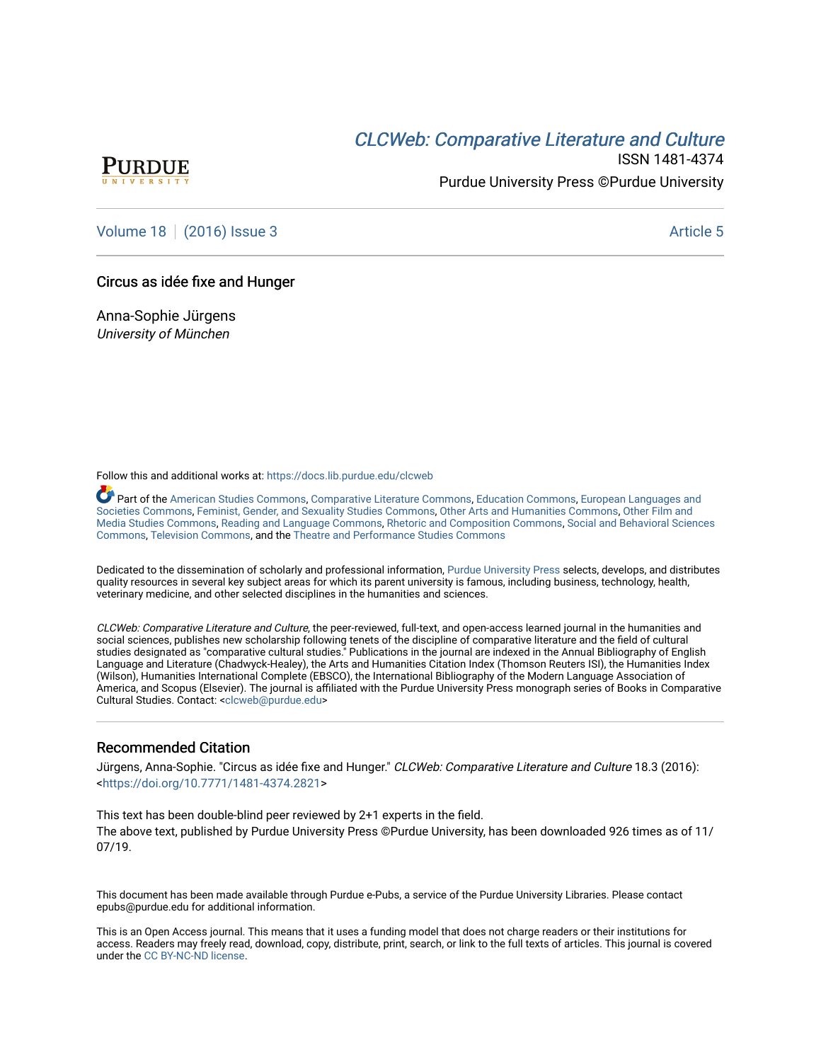# CLCWeb: Comparative Literature and Culture

ISSN 1481-4374

Purdue University Press ©Purdue University

Volume 18 | (2016) Issue 3 | Article 5

## Circus as idée fixe and Hunger

Anna-Sophie Jürgens
*University of München*

Follow this and additional works at: https://docs.lib.purdue.edu/clcweb

Part of the American Studies Commons, Comparative Literature Commons, Education Commons, European Languages and Societies Commons, Feminist, Gender, and Sexuality Studies Commons, Other Arts and Humanities Commons, Other Film and Media Studies Commons, Reading and Language Commons, Rhetoric and Composition Commons, Social and Behavioral Sciences Commons, Television Commons, and the Theatre and Performance Studies Commons

Dedicated to the dissemination of scholarly and professional information, Purdue University Press selects, develops, and distributes quality resources in several key subject areas for which its parent university is famous, including business, technology, health, veterinary medicine, and other selected disciplines in the humanities and sciences.

*CLCWeb: Comparative Literature and Culture*, the peer-reviewed, full-text, and open-access learned journal in the humanities and social sciences, publishes new scholarship following tenets of the discipline of comparative literature and the field of cultural studies designated as "comparative cultural studies." Publications in the journal are indexed in the Annual Bibliography of English Language and Literature (Chadwyck-Healey), the Arts and Humanities Citation Index (Thomson Reuters ISI), the Humanities Index (Wilson), Humanities International Complete (EBSCO), the International Bibliography of the Modern Language Association of America, and Scopus (Elsevier). The journal is affiliated with the Purdue University Press monograph series of Books in Comparative Cultural Studies. Contact: <clcweb@purdue.edu>

### Recommended Citation

Jürgens, Anna-Sophie. "Circus as idée fixe and Hunger." *CLCWeb: Comparative Literature and Culture* 18.3 (2016): <https://doi.org/10.7771/1481-4374.2821>

This text has been double-blind peer reviewed by 2+1 experts in the field.
The above text, published by Purdue University Press ©Purdue University, has been downloaded 926 times as of 11/07/19.

This document has been made available through Purdue e-Pubs, a service of the Purdue University Libraries. Please contact epubs@purdue.edu for additional information.

This is an Open Access journal. This means that it uses a funding model that does not charge readers or their institutions for access. Readers may freely read, download, copy, distribute, print, search, or link to the full texts of articles. This journal is covered under the CC BY-NC-ND license.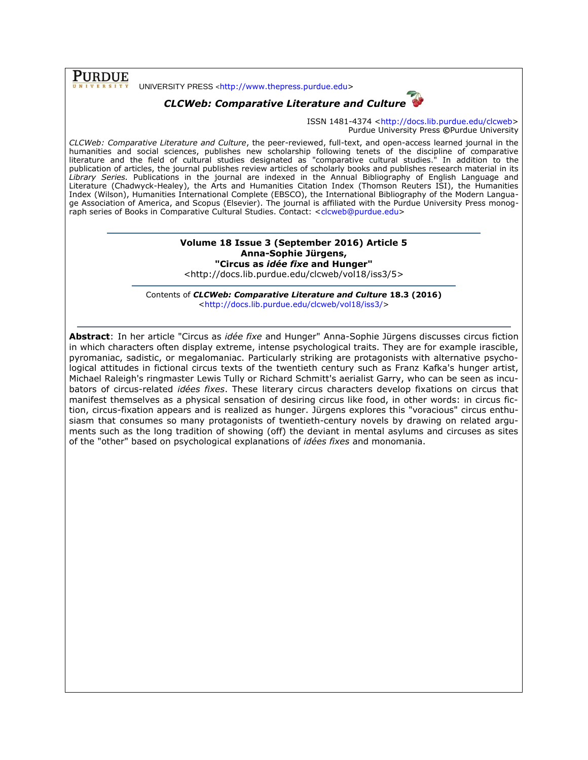PURDUE UNIVERSITY PRESS <http://www.thepress.purdue.edu>

***CLCWeb: Comparative Literature and Culture***

ISSN 1481-4374 <http://docs.lib.purdue.edu/clcweb>
Purdue University Press ©Purdue University

*CLCWeb: Comparative Literature and Culture*, the peer-reviewed, full-text, and open-access learned journal in the humanities and social sciences, publishes new scholarship following tenets of the discipline of comparative literature and the field of cultural studies designated as "comparative cultural studies." In addition to the publication of articles, the journal publishes review articles of scholarly books and publishes research material in its *Library Series.* Publications in the journal are indexed in the Annual Bibliography of English Language and Literature (Chadwyck-Healey), the Arts and Humanities Citation Index (Thomson Reuters ISI), the Humanities Index (Wilson), Humanities International Complete (EBSCO), the International Bibliography of the Modern Language Association of America, and Scopus (Elsevier). The journal is affiliated with the Purdue University Press monograph series of Books in Comparative Cultural Studies. Contact: <clcweb@purdue.edu>

---

**Volume 18 Issue 3 (September 2016) Article 5**
**Anna-Sophie Jürgens,**
**"Circus as *idée fixe* and Hunger"**
<http://docs.lib.purdue.edu/clcweb/vol18/iss3/5>

---

Contents of ***CLCWeb: Comparative Literature and Culture* 18.3 (2016)**
<http://docs.lib.purdue.edu/clcweb/vol18/iss3/>

---

**Abstract**: In her article "Circus as *idée fixe* and Hunger" Anna-Sophie Jürgens discusses circus fiction in which characters often display extreme, intense psychological traits. They are for example irascible, pyromaniac, sadistic, or megalomaniac. Particularly striking are protagonists with alternative psychological attitudes in fictional circus texts of the twentieth century such as Franz Kafka's hunger artist, Michael Raleigh's ringmaster Lewis Tully or Richard Schmitt's aerialist Garry, who can be seen as incubators of circus-related *idées fixes*. These literary circus characters develop fixations on circus that manifest themselves as a physical sensation of desiring circus like food, in other words: in circus fiction, circus-fixation appears and is realized as hunger. Jürgens explores this "voracious" circus enthusiasm that consumes so many protagonists of twentieth-century novels by drawing on related arguments such as the long tradition of showing (off) the deviant in mental asylums and circuses as sites of the "other" based on psychological explanations of *idées fixes* and monomania.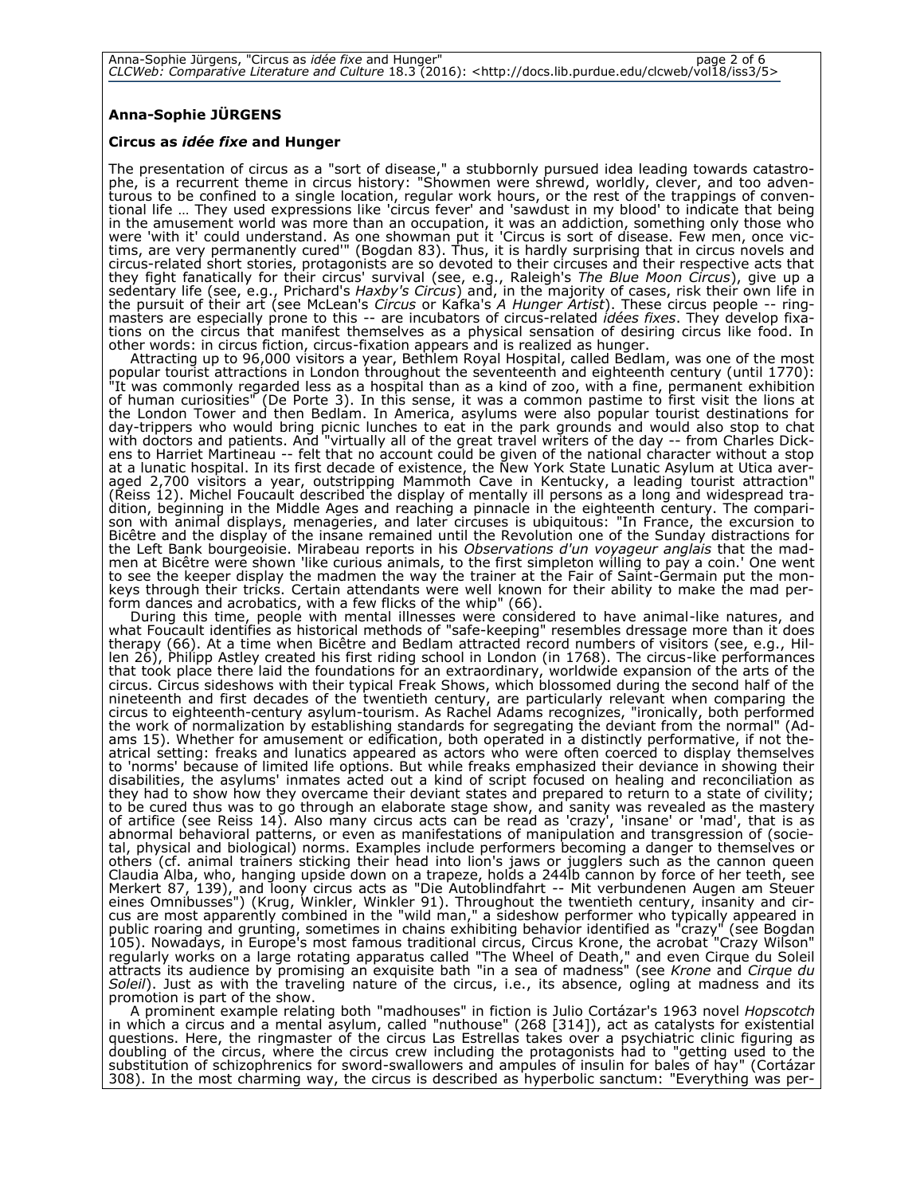**Anna-Sophie JÜRGENS**

**Circus as *idée fixe* and Hunger**

The presentation of circus as a "sort of disease," a stubbornly pursued idea leading towards catastrophe, is a recurrent theme in circus history: "Showmen were shrewd, worldly, clever, and too adventurous to be confined to a single location, regular work hours, or the rest of the trappings of conventional life … They used expressions like 'circus fever' and 'sawdust in my blood' to indicate that being in the amusement world was more than an occupation, it was an addiction, something only those who were 'with it' could understand. As one showman put it 'Circus is sort of disease. Few men, once victims, are very permanently cured'" (Bogdan 83). Thus, it is hardly surprising that in circus novels and circus-related short stories, protagonists are so devoted to their circuses and their respective acts that they fight fanatically for their circus' survival (see, e.g., Raleigh's *The Blue Moon Circus*), give up a sedentary life (see, e.g., Prichard's *Haxby's Circus*) and, in the majority of cases, risk their own life in the pursuit of their art (see McLean's *Circus* or Kafka's *A Hunger Artist*). These circus people -- ringmasters are especially prone to this -- are incubators of circus-related *idées fixes*. They develop fixations on the circus that manifest themselves as a physical sensation of desiring circus like food. In other words: in circus fiction, circus-fixation appears and is realized as hunger.

Attracting up to 96,000 visitors a year, Bethlem Royal Hospital, called Bedlam, was one of the most popular tourist attractions in London throughout the seventeenth and eighteenth century (until 1770): "It was commonly regarded less as a hospital than as a kind of zoo, with a fine, permanent exhibition of human curiosities" (De Porte 3). In this sense, it was a common pastime to first visit the lions at the London Tower and then Bedlam. In America, asylums were also popular tourist destinations for day-trippers who would bring picnic lunches to eat in the park grounds and would also stop to chat with doctors and patients. And "virtually all of the great travel writers of the day -- from Charles Dickens to Harriet Martineau -- felt that no account could be given of the national character without a stop at a lunatic hospital. In its first decade of existence, the New York State Lunatic Asylum at Utica averaged 2,700 visitors a year, outstripping Mammoth Cave in Kentucky, a leading tourist attraction" (Reiss 12). Michel Foucault described the display of mentally ill persons as a long and widespread tradition, beginning in the Middle Ages and reaching a pinnacle in the eighteenth century. The comparison with animal displays, menageries, and later circuses is ubiquitous: "In France, the excursion to Bicêtre and the display of the insane remained until the Revolution one of the Sunday distractions for the Left Bank bourgeoisie. Mirabeau reports in his *Observations d'un voyageur anglais* that the madmen at Bicêtre were shown 'like curious animals, to the first simpleton willing to pay a coin.' One went to see the keeper display the madmen the way the trainer at the Fair of Saint-Germain put the monkeys through their tricks. Certain attendants were well known for their ability to make the mad perform dances and acrobatics, with a few flicks of the whip" (66).

During this time, people with mental illnesses were considered to have animal-like natures, and what Foucault identifies as historical methods of "safe-keeping" resembles dressage more than it does therapy (66). At a time when Bicêtre and Bedlam attracted record numbers of visitors (see, e.g., Hillen 26), Philipp Astley created his first riding school in London (in 1768). The circus-like performances that took place there laid the foundations for an extraordinary, worldwide expansion of the arts of the circus. Circus sideshows with their typical Freak Shows, which blossomed during the second half of the nineteenth and first decades of the twentieth century, are particularly relevant when comparing the circus to eighteenth-century asylum-tourism. As Rachel Adams recognizes, "ironically, both performed the work of normalization by establishing standards for segregating the deviant from the normal" (Adams 15). Whether for amusement or edification, both operated in a distinctly performative, if not theatrical setting: freaks and lunatics appeared as actors who were often coerced to display themselves to 'norms' because of limited life options. But while freaks emphasized their deviance in showing their disabilities, the asylums' inmates acted out a kind of script focused on healing and reconciliation as they had to show how they overcame their deviant states and prepared to return to a state of civility; to be cured thus was to go through an elaborate stage show, and sanity was revealed as the mastery of artifice (see Reiss 14). Also many circus acts can be read as 'crazy', 'insane' or 'mad', that is as abnormal behavioral patterns, or even as manifestations of manipulation and transgression of (societal, physical and biological) norms. Examples include performers becoming a danger to themselves or others (cf. animal trainers sticking their head into lion's jaws or jugglers such as the cannon queen Claudia Alba, who, hanging upside down on a trapeze, holds a 244lb cannon by force of her teeth, see Merkert 87, 139), and loony circus acts as "Die Autoblindfahrt -- Mit verbundenen Augen am Steuer eines Omnibusses") (Krug, Winkler, Winkler 91). Throughout the twentieth century, insanity and circus are most apparently combined in the "wild man," a sideshow performer who typically appeared in public roaring and grunting, sometimes in chains exhibiting behavior identified as "crazy" (see Bogdan 105). Nowadays, in Europe's most famous traditional circus, Circus Krone, the acrobat "Crazy Wilson" regularly works on a large rotating apparatus called "The Wheel of Death," and even Cirque du Soleil attracts its audience by promising an exquisite bath "in a sea of madness" (see *Krone* and *Cirque du Soleil*). Just as with the traveling nature of the circus, i.e., its absence, ogling at madness and its promotion is part of the show.

A prominent example relating both "madhouses" in fiction is Julio Cortázar's 1963 novel *Hopscotch* in which a circus and a mental asylum, called "nuthouse" (268 [314]), act as catalysts for existential questions. Here, the ringmaster of the circus Las Estrellas takes over a psychiatric clinic figuring as doubling of the circus, where the circus crew including the protagonists had to "getting used to the substitution of schizophrenics for sword-swallowers and ampules of insulin for bales of hay" (Cortázar 308). In the most charming way, the circus is described as hyperbolic sanctum: "Everything was per-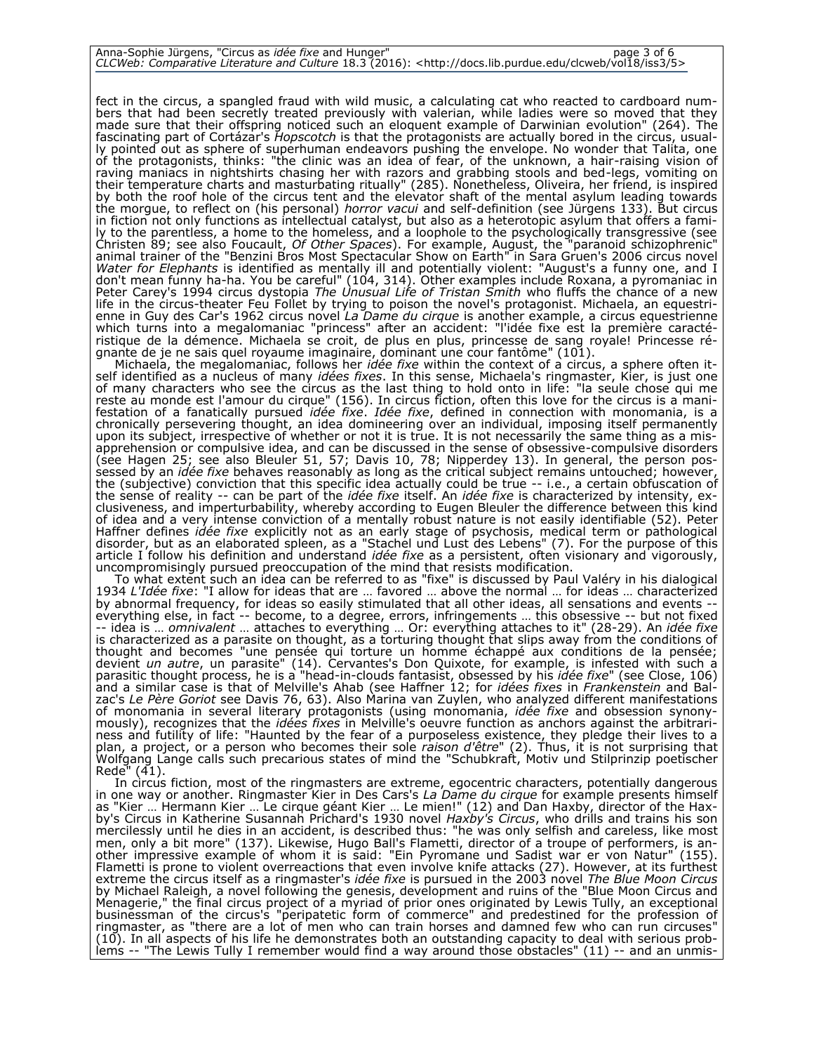fect in the circus, a spangled fraud with wild music, a calculating cat who reacted to cardboard numbers that had been secretly treated previously with valerian, while ladies were so moved that they made sure that their offspring noticed such an eloquent example of Darwinian evolution" (264). The fascinating part of Cortázar's *Hopscotch* is that the protagonists are actually bored in the circus, usually pointed out as sphere of superhuman endeavors pushing the envelope. No wonder that Talita, one of the protagonists, thinks: "the clinic was an idea of fear, of the unknown, a hair-raising vision of raving maniacs in nightshirts chasing her with razors and grabbing stools and bed-legs, vomiting on their temperature charts and masturbating ritually" (285). Nonetheless, Oliveira, her friend, is inspired by both the roof hole of the circus tent and the elevator shaft of the mental asylum leading towards the morgue, to reflect on (his personal) *horror vacui* and self-definition (see Jürgens 133). But circus in fiction not only functions as intellectual catalyst, but also as a heterotopic asylum that offers a family to the parentless, a home to the homeless, and a loophole to the psychologically transgressive (see Christen 89; see also Foucault, *Of Other Spaces*). For example, August, the "paranoid schizophrenic" animal trainer of the "Benzini Bros Most Spectacular Show on Earth" in Sara Gruen's 2006 circus novel *Water for Elephants* is identified as mentally ill and potentially violent: "August's a funny one, and I don't mean funny ha-ha. You be careful" (104, 314). Other examples include Roxana, a pyromaniac in Peter Carey's 1994 circus dystopia *The Unusual Life of Tristan Smith* who fluffs the chance of a new life in the circus-theater Feu Follet by trying to poison the novel's protagonist. Michaela, an equestrienne in Guy des Car's 1962 circus novel *La Dame du cirque* is another example, a circus equestrienne which turns into a megalomaniac "princess" after an accident: "l'idée fixe est la première caractéristique de la démence. Michaela se croit, de plus en plus, princesse de sang royale! Princesse régnante de je ne sais quel royaume imaginaire, dominant une cour fantôme" (101).

Michaela, the megalomaniac, follows her *idée fixe* within the context of a circus, a sphere often itself identified as a nucleus of many *idées fixes*. In this sense, Michaela's ringmaster, Kier, is just one of many characters who see the circus as the last thing to hold onto in life: "la seule chose qui me reste au monde est l'amour du cirque" (156). In circus fiction, often this love for the circus is a manifestation of a fanatically pursued *idée fixe*. *Idée fixe*, defined in connection with monomania, is a chronically persevering thought, an idea domineering over an individual, imposing itself permanently upon its subject, irrespective of whether or not it is true. It is not necessarily the same thing as a misapprehension or compulsive idea, and can be discussed in the sense of obsessive-compulsive disorders (see Hagen 25; see also Bleuler 51, 57; Davis 10, 78; Nipperdey 13). In general, the person possessed by an *idée fixe* behaves reasonably as long as the critical subject remains untouched; however, the (subjective) conviction that this specific idea actually could be true -- i.e., a certain obfuscation of the sense of reality -- can be part of the *idée fixe* itself. An *idée fixe* is characterized by intensity, exclusiveness, and imperturbability, whereby according to Eugen Bleuler the difference between this kind of idea and a very intense conviction of a mentally robust nature is not easily identifiable (52). Peter Haffner defines *idée fixe* explicitly not as an early stage of psychosis, medical term or pathological disorder, but as an elaborated spleen, as a "Stachel und Lust des Lebens" (7). For the purpose of this article I follow his definition and understand *idée fixe* as a persistent, often visionary and vigorously, uncompromisingly pursued preoccupation of the mind that resists modification.

To what extent such an idea can be referred to as "fixe" is discussed by Paul Valéry in his dialogical 1934 *L'Idée fixe*: "I allow for ideas that are … favored … above the normal … for ideas … characterized by abnormal frequency, for ideas so easily stimulated that all other ideas, all sensations and events -- everything else, in fact -- become, to a degree, errors, infringements … this obsessive -- but not fixed -- idea is … *omnivalent* … attaches to everything … Or: everything attaches to it" (28-29). An *idée fixe* is characterized as a parasite on thought, as a torturing thought that slips away from the conditions of thought and becomes "une pensée qui torture un homme échappé aux conditions de la pensée; devient *un autre*, un parasite" (14). Cervantes's Don Quixote, for example, is infested with such a parasitic thought process, he is a "head-in-clouds fantasist, obsessed by his *idée fixe*" (see Close, 106) and a similar case is that of Melville's Ahab (see Haffner 12; for *idées fixes* in *Frankenstein* and Balzac's *Le Père Goriot* see Davis 76, 63). Also Marina van Zuylen, who analyzed different manifestations of monomania in several literary protagonists (using monomania, *idée fixe* and obsession synonymously), recognizes that the *idées fixes* in Melville's oeuvre function as anchors against the arbitrariness and futility of life: "Haunted by the fear of a purposeless existence, they pledge their lives to a plan, a project, or a person who becomes their sole *raison d'être*" (2). Thus, it is not surprising that Wolfgang Lange calls such precarious states of mind the "Schubkraft, Motiv und Stilprinzip poetischer Rede" (41).

In circus fiction, most of the ringmasters are extreme, egocentric characters, potentially dangerous in one way or another. Ringmaster Kier in Des Cars's *La Dame du cirque* for example presents himself as "Kier … Hermann Kier … Le cirque géant Kier … Le mien!" (12) and Dan Haxby, director of the Haxby's Circus in Katherine Susannah Prichard's 1930 novel *Haxby's Circus*, who drills and trains his son mercilessly until he dies in an accident, is described thus: "he was only selfish and careless, like most men, only a bit more" (137). Likewise, Hugo Ball's Flametti, director of a troupe of performers, is another impressive example of whom it is said: "Ein Pyromane und Sadist war er von Natur" (155). Flametti is prone to violent overreactions that even involve knife attacks (27). However, at its furthest extreme the circus itself as a ringmaster's *idée fixe* is pursued in the 2003 novel *The Blue Moon Circus* by Michael Raleigh, a novel following the genesis, development and ruins of the "Blue Moon Circus and Menagerie," the final circus project of a myriad of prior ones originated by Lewis Tully, an exceptional businessman of the circus's "peripatetic form of commerce" and predestined for the profession of ringmaster, as "there are a lot of men who can train horses and damned few who can run circuses" (10). In all aspects of his life he demonstrates both an outstanding capacity to deal with serious problems -- "The Lewis Tully I remember would find a way around those obstacles" (11) -- and an unmis-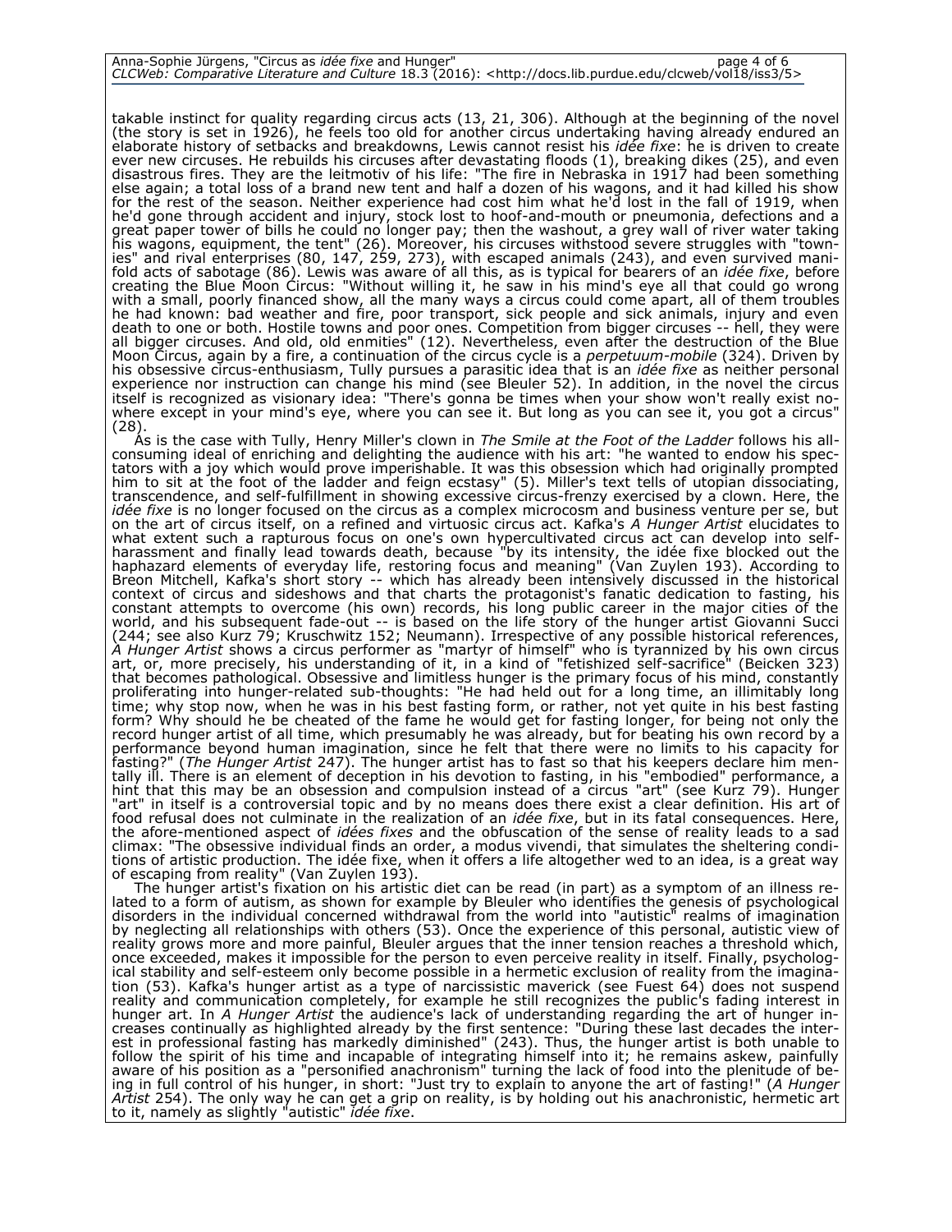takable instinct for quality regarding circus acts (13, 21, 306). Although at the beginning of the novel (the story is set in 1926), he feels too old for another circus undertaking having already endured an elaborate history of setbacks and breakdowns, Lewis cannot resist his *idée fixe*: he is driven to create ever new circuses. He rebuilds his circuses after devastating floods (1), breaking dikes (25), and even disastrous fires. They are the leitmotiv of his life: "The fire in Nebraska in 1917 had been something else again; a total loss of a brand new tent and half a dozen of his wagons, and it had killed his show for the rest of the season. Neither experience had cost him what he'd lost in the fall of 1919, when he'd gone through accident and injury, stock lost to hoof-and-mouth or pneumonia, defections and a great paper tower of bills he could no longer pay; then the washout, a grey wall of river water taking his wagons, equipment, the tent" (26). Moreover, his circuses withstood severe struggles with "townies" and rival enterprises (80, 147, 259, 273), with escaped animals (243), and even survived manifold acts of sabotage (86). Lewis was aware of all this, as is typical for bearers of an *idée fixe*, before creating the Blue Moon Circus: "Without willing it, he saw in his mind's eye all that could go wrong with a small, poorly financed show, all the many ways a circus could come apart, all of them troubles he had known: bad weather and fire, poor transport, sick people and sick animals, injury and even death to one or both. Hostile towns and poor ones. Competition from bigger circuses -- hell, they were all bigger circuses. And old, old enmities" (12). Nevertheless, even after the destruction of the Blue Moon Circus, again by a fire, a continuation of the circus cycle is a *perpetuum-mobile* (324). Driven by his obsessive circus-enthusiasm, Tully pursues a parasitic idea that is an *idée fixe* as neither personal experience nor instruction can change his mind (see Bleuler 52). In addition, in the novel the circus itself is recognized as visionary idea: "There's gonna be times when your show won't really exist nowhere except in your mind's eye, where you can see it. But long as you can see it, you got a circus" (28).

As is the case with Tully, Henry Miller's clown in *The Smile at the Foot of the Ladder* follows his all-consuming ideal of enriching and delighting the audience with his art: "he wanted to endow his spectators with a joy which would prove imperishable. It was this obsession which had originally prompted him to sit at the foot of the ladder and feign ecstasy" (5). Miller's text tells of utopian dissociating, transcendence, and self-fulfillment in showing excessive circus-frenzy exercised by a clown. Here, the *idée fixe* is no longer focused on the circus as a complex microcosm and business venture per se, but on the art of circus itself, on a refined and virtuosic circus act. Kafka's *A Hunger Artist* elucidates to what extent such a rapturous focus on one's own hypercultivated circus act can develop into self-harassment and finally lead towards death, because "by its intensity, the idée fixe blocked out the haphazard elements of everyday life, restoring focus and meaning" (Van Zuylen 193). According to Breon Mitchell, Kafka's short story -- which has already been intensively discussed in the historical context of circus and sideshows and that charts the protagonist's fanatic dedication to fasting, his constant attempts to overcome (his own) records, his long public career in the major cities of the world, and his subsequent fade-out -- is based on the life story of the hunger artist Giovanni Succi (244; see also Kurz 79; Kruschwitz 152; Neumann). Irrespective of any possible historical references, *A Hunger Artist* shows a circus performer as "martyr of himself" who is tyrannized by his own circus art, or, more precisely, his understanding of it, in a kind of "fetishized self-sacrifice" (Beicken 323) that becomes pathological. Obsessive and limitless hunger is the primary focus of his mind, constantly proliferating into hunger-related sub-thoughts: "He had held out for a long time, an illimitably long time; why stop now, when he was in his best fasting form, or rather, not yet quite in his best fasting form? Why should he be cheated of the fame he would get for fasting longer, for being not only the record hunger artist of all time, which presumably he was already, but for beating his own record by a performance beyond human imagination, since he felt that there were no limits to his capacity for fasting?" (*The Hunger Artist* 247). The hunger artist has to fast so that his keepers declare him mentally ill. There is an element of deception in his devotion to fasting, in his "embodied" performance, a hint that this may be an obsession and compulsion instead of a circus "art" (see Kurz 79). Hunger "art" in itself is a controversial topic and by no means does there exist a clear definition. His art of food refusal does not culminate in the realization of an *idée fixe*, but in its fatal consequences. Here, the afore-mentioned aspect of *idées fixes* and the obfuscation of the sense of reality leads to a sad climax: "The obsessive individual finds an order, a modus vivendi, that simulates the sheltering conditions of artistic production. The idée fixe, when it offers a life altogether wed to an idea, is a great way of escaping from reality" (Van Zuylen 193).

The hunger artist's fixation on his artistic diet can be read (in part) as a symptom of an illness related to a form of autism, as shown for example by Bleuler who identifies the genesis of psychological disorders in the individual concerned withdrawal from the world into "autistic" realms of imagination by neglecting all relationships with others (53). Once the experience of this personal, autistic view of reality grows more and more painful, Bleuler argues that the inner tension reaches a threshold which, once exceeded, makes it impossible for the person to even perceive reality in itself. Finally, psychological stability and self-esteem only become possible in a hermetic exclusion of reality from the imagination (53). Kafka's hunger artist as a type of narcissistic maverick (see Fuest 64) does not suspend reality and communication completely, for example he still recognizes the public's fading interest in hunger art. In *A Hunger Artist* the audience's lack of understanding regarding the art of hunger increases continually as highlighted already by the first sentence: "During these last decades the interest in professional fasting has markedly diminished" (243). Thus, the hunger artist is both unable to follow the spirit of his time and incapable of integrating himself into it; he remains askew, painfully aware of his position as a "personified anachronism" turning the lack of food into the plenitude of being in full control of his hunger, in short: "Just try to explain to anyone the art of fasting!" (*A Hunger Artist* 254). The only way he can get a grip on reality, is by holding out his anachronistic, hermetic art to it, namely as slightly "autistic" *idée fixe*.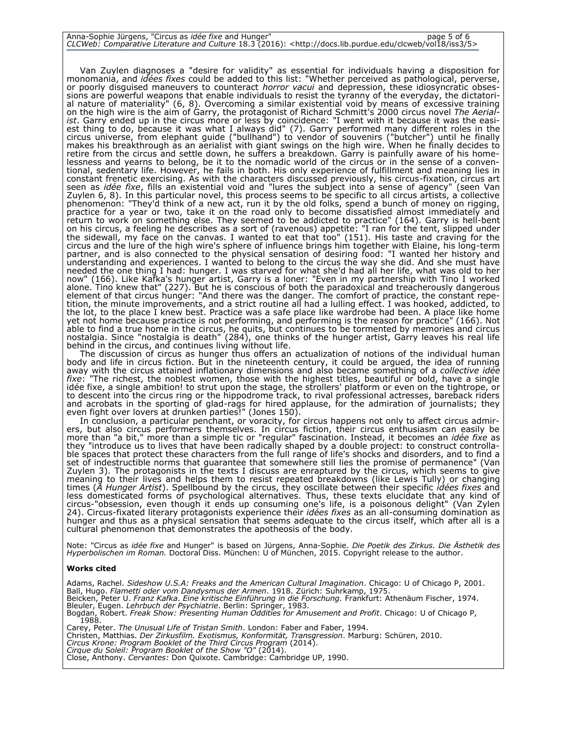Van Zuylen diagnoses a "desire for validity" as essential for individuals having a disposition for monomania, and *idées fixes* could be added to this list: "Whether perceived as pathological, perverse, or poorly disguised maneuvers to counteract *horror vacui* and depression, these idiosyncratic obsessions are powerful weapons that enable individuals to resist the tyranny of the everyday, the dictatorial nature of materiality" (6, 8). Overcoming a similar existential void by means of excessive training on the high wire is the aim of Garry, the protagonist of Richard Schmitt's 2000 circus novel *The Aerialist*. Garry ended up in the circus more or less by coincidence: "I went with it because it was the easiest thing to do, because it was what I always did" (7). Garry performed many different roles in the circus universe, from elephant guide ("bullhand") to vendor of souvenirs ("butcher") until he finally makes his breakthrough as an aerialist with giant swings on the high wire. When he finally decides to retire from the circus and settle down, he suffers a breakdown. Garry is painfully aware of his homelessness and yearns to belong, be it to the nomadic world of the circus or in the sense of a conventional, sedentary life. However, he fails in both. His only experience of fulfillment and meaning lies in constant frenetic exercising. As with the characters discussed previously, his circus-fixation, circus art seen as *idée fixe*, fills an existential void and "lures the subject into a sense of agency" (seen Van Zuylen 6, 8). In this particular novel, this process seems to be specific to all circus artists, a collective phenomenon: "They'd think of a new act, run it by the old folks, spend a bunch of money on rigging, practice for a year or two, take it on the road only to become dissatisfied almost immediately and return to work on something else. They seemed to be addicted to practice" (164). Garry is hell-bent on his circus, a feeling he describes as a sort of (ravenous) appetite: "I ran for the tent, slipped under the sidewall, my face on the canvas. I wanted to eat that too" (151). His taste and craving for the circus and the lure of the high wire's sphere of influence brings him together with Elaine, his long-term partner, and is also connected to the physical sensation of desiring food: "I wanted her history and understanding and experiences. I wanted to belong to the circus the way she did. And she must have needed the one thing I had: hunger. I was starved for what she'd had all her life, what was old to her now" (166). Like Kafka's hunger artist, Garry is a loner: "Even in my partnership with Tino I worked alone. Tino knew that" (227). But he is conscious of both the paradoxical and treacherously dangerous element of that circus hunger: "And there was the danger. The comfort of practice, the constant repetition, the minute improvements, and a strict routine all had a lulling effect. I was hooked, addicted, to the lot, to the place I knew best. Practice was a safe place like wardrobe had been. A place like home yet not home because practice is not performing, and performing is the reason for practice" (166). Not able to find a true home in the circus, he quits, but continues to be tormented by memories and circus nostalgia. Since "nostalgia is death" (284), one thinks of the hunger artist, Garry leaves his real life behind in the circus, and continues living without life.

The discussion of circus as hunger thus offers an actualization of notions of the individual human body and life in circus fiction. But in the nineteenth century, it could be argued, the idea of running away with the circus attained inflationary dimensions and also became something of a *collective idée fixe*: "The richest, the noblest women, those with the highest titles, beautiful or bold, have a single idée fixe, a single ambition! to strut upon the stage, the strollers' platform or even on the tightrope, or to descent into the circus ring or the hippodrome track, to rival professional actresses, bareback riders and acrobats in the sporting of glad-rags for hired applause, for the admiration of journalists; they even fight over lovers at drunken parties!" (Jones 150).

In conclusion, a particular penchant, or voracity, for circus happens not only to affect circus admirers, but also circus performers themselves. In circus fiction, their circus enthusiasm can easily be more than "a bit," more than a simple tic or "regular" fascination. Instead, it becomes an *idée fixe* as they "introduce us to lives that have been radically shaped by a double project: to construct controllable spaces that protect these characters from the full range of life's shocks and disorders, and to find a set of indestructible norms that guarantee that somewhere still lies the promise of permanence" (Van Zuylen 3). The protagonists in the texts I discuss are enraptured by the circus, which seems to give meaning to their lives and helps them to resist repeated breakdowns (like Lewis Tully) or changing times (*A Hunger Artist*). Spellbound by the circus, they oscillate between their specific *idées fixes* and less domesticated forms of psychological alternatives. Thus, these texts elucidate that any kind of circus-"obsession, even though it ends up consuming one's life, is a poisonous delight" (Van Zylen 24). Circus-fixated literary protagonists experience their *idées fixes* as an all-consuming domination as hunger and thus as a physical sensation that seems adequate to the circus itself, which after all is a cultural phenomenon that demonstrates the apotheosis of the body.

Note: "Circus as *idée fixe* and Hunger" is based on Jürgens, Anna-Sophie. *Die Poetik des Zirkus. Die Ästhetik des Hyperbolischen im Roman.* Doctoral Diss. München: U of München, 2015. Copyright release to the author.

**Works cited**

Adams, Rachel. *Sideshow U.S.A: Freaks and the American Cultural Imagination*. Chicago: U of Chicago P, 2001.
Ball, Hugo. *Flametti oder vom Dandysmus der Armen*. 1918. Zürich: Suhrkamp, 1975.
Beicken, Peter U. *Franz Kafka. Eine kritische Einführung in die Forschung.* Frankfurt: Athenäum Fischer, 1974.
Bleuler, Eugen. *Lehrbuch der Psychiatrie*. Berlin: Springer, 1983.
Bogdan, Robert. *Freak Show: Presenting Human Oddities for Amusement and Profit*. Chicago: U of Chicago P, 1988.
Carey, Peter. *The Unusual Life of Tristan Smith*. London: Faber and Faber, 1994.
Christen, Matthias. *Der Zirkusfilm. Exotismus, Konformität, Transgression*. Marburg: Schüren, 2010.
*Circus Krone: Program Booklet of the Third Circus Program* (2014).
*Cirque du Soleil: Program Booklet of the Show "O"* (2014).
Close, Anthony. *Cervantes:* Don Quixote. Cambridge: Cambridge UP, 1990.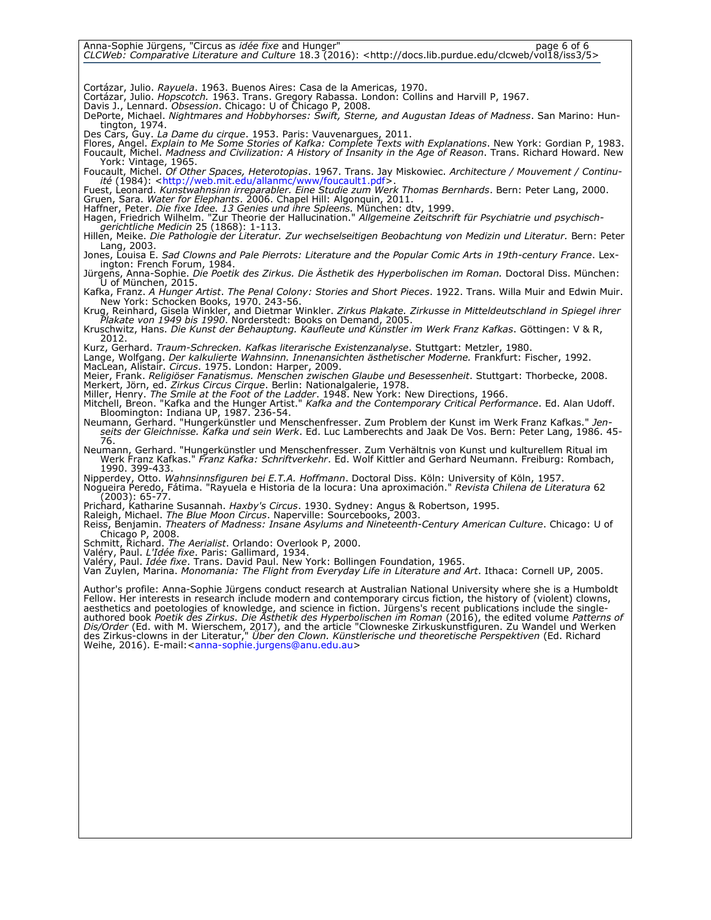Cortázar, Julio. *Rayuela*. 1963. Buenos Aires: Casa de la Americas, 1970.
Cortázar, Julio. *Hopscotch.* 1963. Trans. Gregory Rabassa. London: Collins and Harvill P, 1967.
Davis J., Lennard. *Obsession*. Chicago: U of Chicago P, 2008.
DePorte, Michael. *Nightmares and Hobbyhorses: Swift, Sterne, and Augustan Ideas of Madness*. San Marino: Huntington, 1974.
Des Cars, Guy. *La Dame du cirque*. 1953. Paris: Vauvenargues, 2011.
Flores, Angel. *Explain to Me Some Stories of Kafka: Complete Texts with Explanations*. New York: Gordian P, 1983.
Foucault, Michel. *Madness and Civilization: A History of Insanity in the Age of Reason*. Trans. Richard Howard. New York: Vintage, 1965.
Foucault, Michel. *Of Other Spaces, Heterotopias*. 1967. Trans. Jay Miskowiec. *Architecture / Mouvement / Continuité* (1984): <http://web.mit.edu/allanmc/www/foucault1.pdf>.
Fuest, Leonard. *Kunstwahnsinn irreparabler. Eine Studie zum Werk Thomas Bernhards*. Bern: Peter Lang, 2000.
Gruen, Sara. *Water for Elephants*. 2006. Chapel Hill: Algonquin, 2011.
Haffner, Peter. *Die fixe Idee. 13 Genies und ihre Spleens.* München: dtv, 1999.
Hagen, Friedrich Wilhelm. "Zur Theorie der Hallucination." *Allgemeine Zeitschrift für Psychiatrie und psychischgerichtliche Medicin* 25 (1868): 1-113.
Hillen, Meike. *Die Pathologie der Literatur. Zur wechselseitigen Beobachtung von Medizin und Literatur*. Bern: Peter Lang, 2003.
Jones, Louisa E. *Sad Clowns and Pale Pierrots: Literature and the Popular Comic Arts in 19th-century France*. Lexington: French Forum, 1984.
Jürgens, Anna-Sophie. *Die Poetik des Zirkus. Die Ästhetik des Hyperbolischen im Roman.* Doctoral Diss. München: U of München, 2015.
Kafka, Franz. *A Hunger Artist*. *The Penal Colony: Stories and Short Pieces*. 1922. Trans. Willa Muir and Edwin Muir. New York: Schocken Books, 1970. 243-56.
Krug, Reinhard, Gisela Winkler, and Dietmar Winkler. *Zirkus Plakate. Zirkusse in Mitteldeutschland in Spiegel ihrer Plakate von 1949 bis 1990*. Norderstedt: Books on Demand, 2005.
Kruschwitz, Hans. *Die Kunst der Behauptung. Kaufleute und Künstler im Werk Franz Kafkas*. Göttingen: V & R, 2012.
Kurz, Gerhard. *Traum-Schrecken. Kafkas literarische Existenzanalyse*. Stuttgart: Metzler, 1980.
Lange, Wolfgang. *Der kalkulierte Wahnsinn. Innenansichten ästhetischer Moderne.* Frankfurt: Fischer, 1992.
MacLean, Alistair. *Circus*. 1975. London: Harper, 2009.
Meier, Frank. *Religiöser Fanatismus. Menschen zwischen Glaube und Besessenheit*. Stuttgart: Thorbecke, 2008.
Merkert, Jörn, ed. *Zirkus Circus Cirque*. Berlin: Nationalgalerie, 1978.
Miller, Henry. *The Smile at the Foot of the Ladder*. 1948. New York: New Directions, 1966.
Mitchell, Breon. "Kafka and the Hunger Artist." *Kafka and the Contemporary Critical Performance*. Ed. Alan Udoff. Bloomington: Indiana UP, 1987. 236-54.
Neumann, Gerhard. "Hungerkünstler und Menschenfresser. Zum Problem der Kunst im Werk Franz Kafkas." *Jenseits der Gleichnisse. Kafka und sein Werk*. Ed. Luc Lamberechts and Jaak De Vos. Bern: Peter Lang, 1986. 45-76.
Neumann, Gerhard. "Hungerkünstler und Menschenfresser. Zum Verhältnis von Kunst und kulturellem Ritual im Werk Franz Kafkas." *Franz Kafka: Schriftverkehr*. Ed. Wolf Kittler and Gerhard Neumann. Freiburg: Rombach, 1990. 399-433.
Nipperdey, Otto. *Wahnsinnsfiguren bei E.T.A. Hoffmann*. Doctoral Diss. Köln: University of Köln, 1957.
Nogueira Peredo, Fátima. "Rayuela e Historia de la locura: Una aproximación." *Revista Chilena de Literatura* 62 (2003): 65-77.
Prichard, Katharine Susannah. *Haxby's Circus*. 1930. Sydney: Angus & Robertson, 1995.
Raleigh, Michael. *The Blue Moon Circus*. Naperville: Sourcebooks, 2003.
Reiss, Benjamin. *Theaters of Madness: Insane Asylums and Nineteenth-Century American Culture*. Chicago: U of Chicago P, 2008.
Schmitt, Richard. *The Aerialist*. Orlando: Overlook P, 2000.
Valéry, Paul. *L'Idée fixe*. Paris: Gallimard, 1934.
Valéry, Paul. *Idée fixe*. Trans. David Paul. New York: Bollingen Foundation, 1965.
Van Zuylen, Marina. *Monomania: The Flight from Everyday Life in Literature and Art*. Ithaca: Cornell UP, 2005.

Author's profile: Anna-Sophie Jürgens conduct research at Australian National University where she is a Humboldt Fellow. Her interests in research include modern and contemporary circus fiction, the history of (violent) clowns, aesthetics and poetologies of knowledge, and science in fiction. Jürgens's recent publications include the single-authored book *Poetik des Zirkus. Die Ästhetik des Hyperbolischen im Roman* (2016), the edited volume *Patterns of Dis/Order* (Ed. with M. Wierschem, 2017), and the article "Clowneske Zirkuskunstfiguren. Zu Wandel und Werken des Zirkus-clowns in der Literatur," *Über den Clown. Künstlerische und theoretische Perspektiven* (Ed. Richard Weihe, 2016). E-mail:<anna-sophie.jurgens@anu.edu.au>